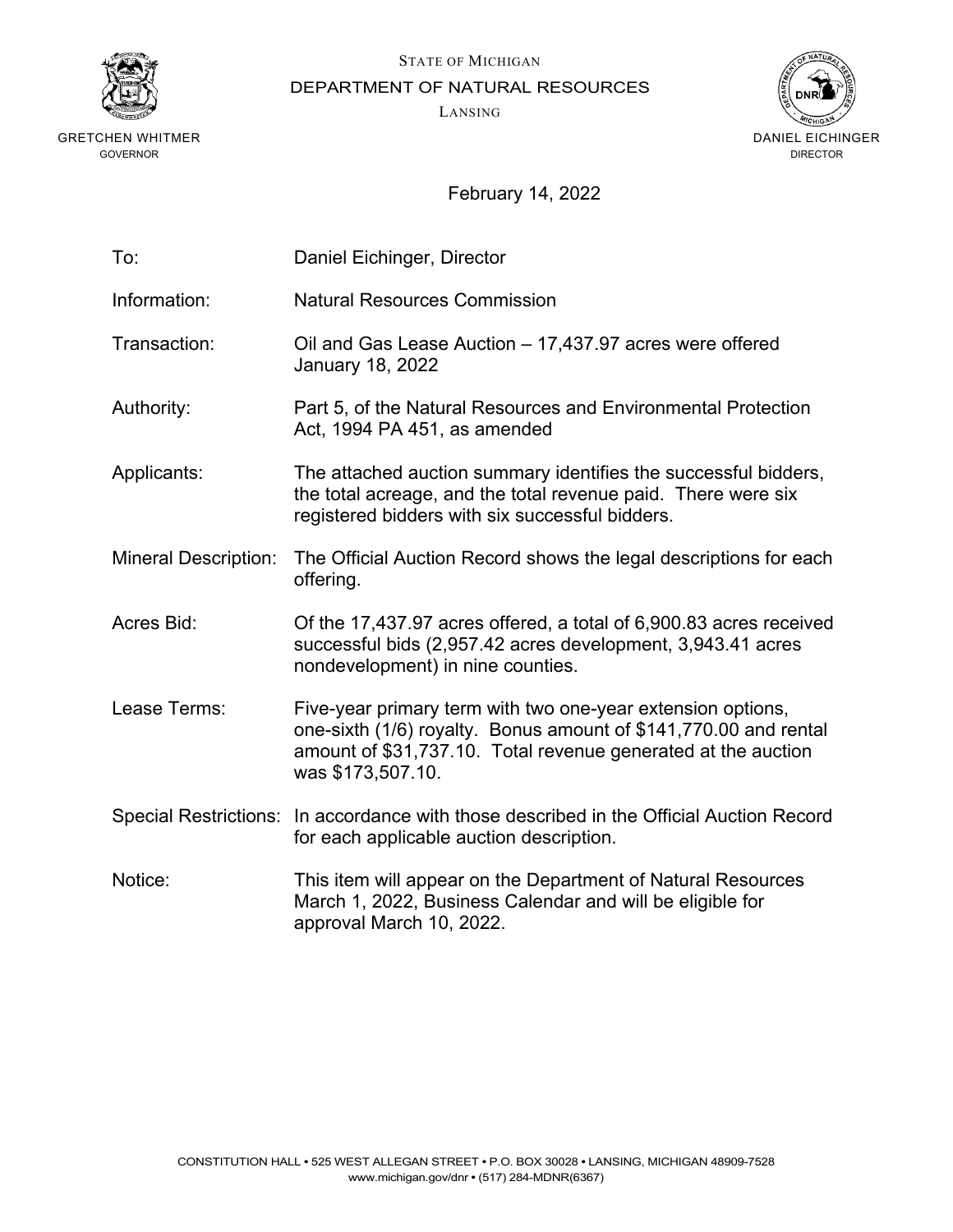STATE OF MICHIGAN

DEPARTMENT OF NATURAL RESOURCES

LANSING

GRETCHEN WHITMER
GOVERNOR

DANIEL EICHINGER
DIRECTOR

February 14, 2022

| | |
|---|---|
| To: | Daniel Eichinger, Director |
| Information: | Natural Resources Commission |
| Transaction: | Oil and Gas Lease Auction – 17,437.97 acres were offered January 18, 2022 |
| Authority: | Part 5, of the Natural Resources and Environmental Protection Act, 1994 PA 451, as amended |
| Applicants: | The attached auction summary identifies the successful bidders, the total acreage, and the total revenue paid. There were six registered bidders with six successful bidders. |
| Mineral Description: | The Official Auction Record shows the legal descriptions for each offering. |
| Acres Bid: | Of the 17,437.97 acres offered, a total of 6,900.83 acres received successful bids (2,957.42 acres development, 3,943.41 acres nondevelopment) in nine counties. |
| Lease Terms: | Five-year primary term with two one-year extension options, one-sixth (1/6) royalty. Bonus amount of $141,770.00 and rental amount of $31,737.10. Total revenue generated at the auction was $173,507.10. |
| Special Restrictions: | In accordance with those described in the Official Auction Record for each applicable auction description. |
| Notice: | This item will appear on the Department of Natural Resources March 1, 2022, Business Calendar and will be eligible for approval March 10, 2022. |

CONSTITUTION HALL • 525 WEST ALLEGAN STREET • P.O. BOX 30028 • LANSING, MICHIGAN 48909-7528
www.michigan.gov/dnr • (517) 284-MDNR(6367)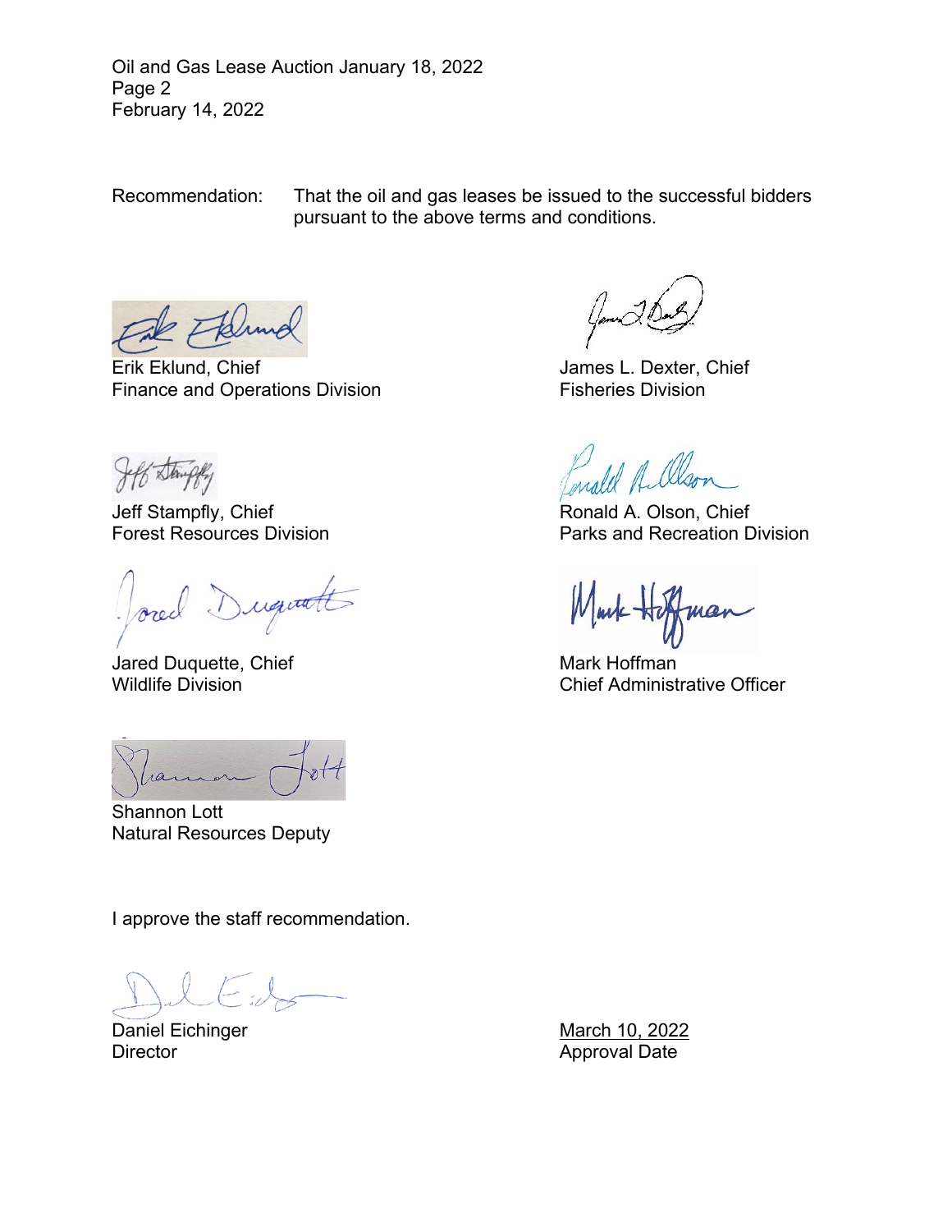Oil and Gas Lease Auction January 18, 2022
February 14, 2022

Recommendation: That the oil and gas leases be issued to the successful bidders pursuant to the above terms and conditions.

Erik Eklund, Chief
Finance and Operations Division

James L. Dexter, Chief
Fisheries Division

Jeff Stampfly, Chief
Forest Resources Division

Ronald A. Olson, Chief
Parks and Recreation Division

Jared Duquette, Chief
Wildlife Division

Mark Hoffman
Chief Administrative Officer

Shannon Lott
Natural Resources Deputy

I approve the staff recommendation.

Daniel Eichinger
Director

March 10, 2022
Approval Date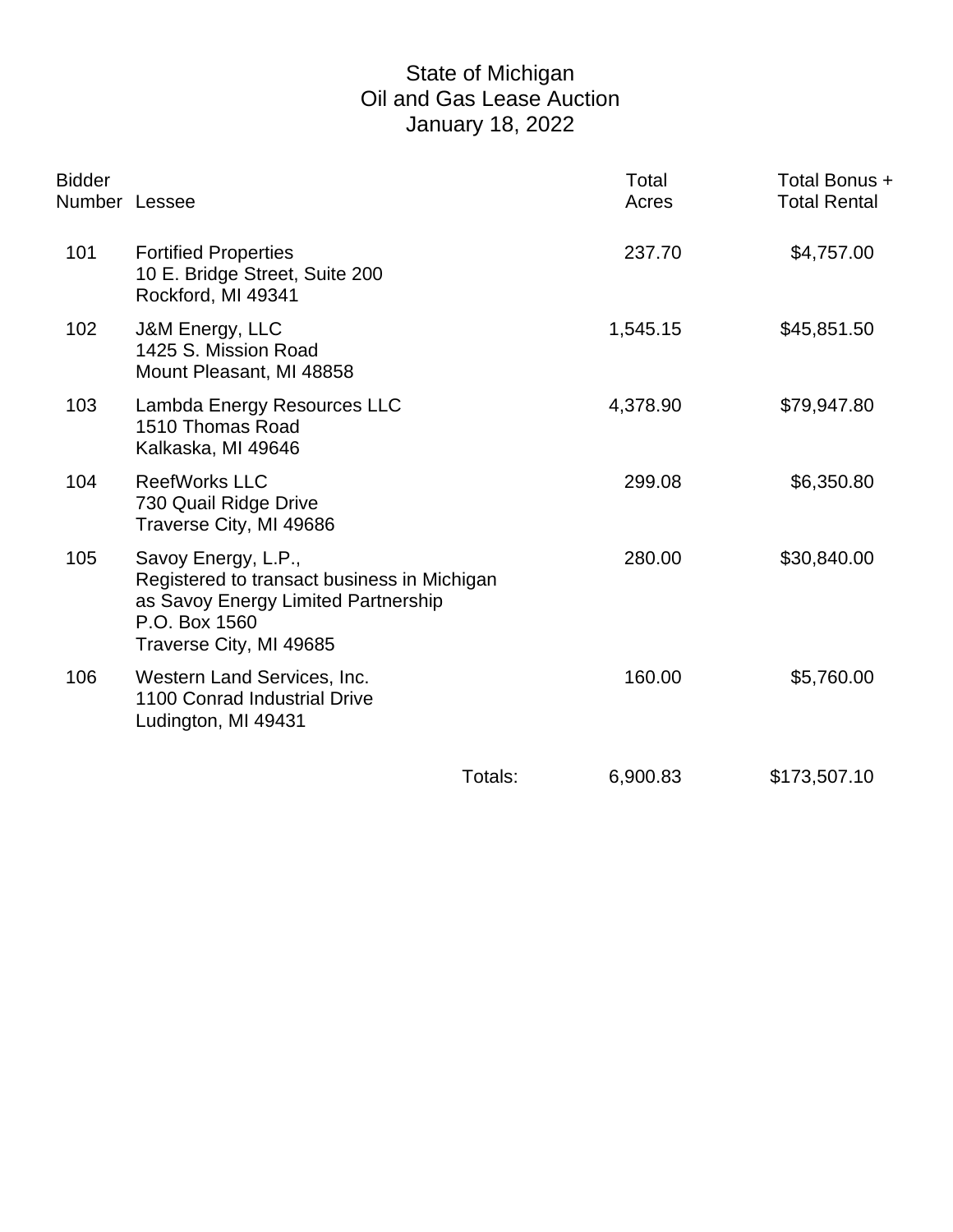# State of Michigan
# Oil and Gas Lease Auction
# January 18, 2022

| Bidder Number | Lessee | Total Acres | Total Bonus + Total Rental |
|---|---|---|---|
| 101 | Fortified Properties<br>10 E. Bridge Street, Suite 200<br>Rockford, MI 49341 | 237.70 | $4,757.00 |
| 102 | J&M Energy, LLC<br>1425 S. Mission Road<br>Mount Pleasant, MI 48858 | 1,545.15 | $45,851.50 |
| 103 | Lambda Energy Resources LLC<br>1510 Thomas Road<br>Kalkaska, MI 49646 | 4,378.90 | $79,947.80 |
| 104 | ReefWorks LLC<br>730 Quail Ridge Drive<br>Traverse City, MI 49686 | 299.08 | $6,350.80 |
| 105 | Savoy Energy, L.P.,<br>Registered to transact business in Michigan<br>as Savoy Energy Limited Partnership<br>P.O. Box 1560<br>Traverse City, MI 49685 | 280.00 | $30,840.00 |
| 106 | Western Land Services, Inc.<br>1100 Conrad Industrial Drive<br>Ludington, MI 49431 | 160.00 | $5,760.00 |
| | Totals: | 6,900.83 | $173,507.10 |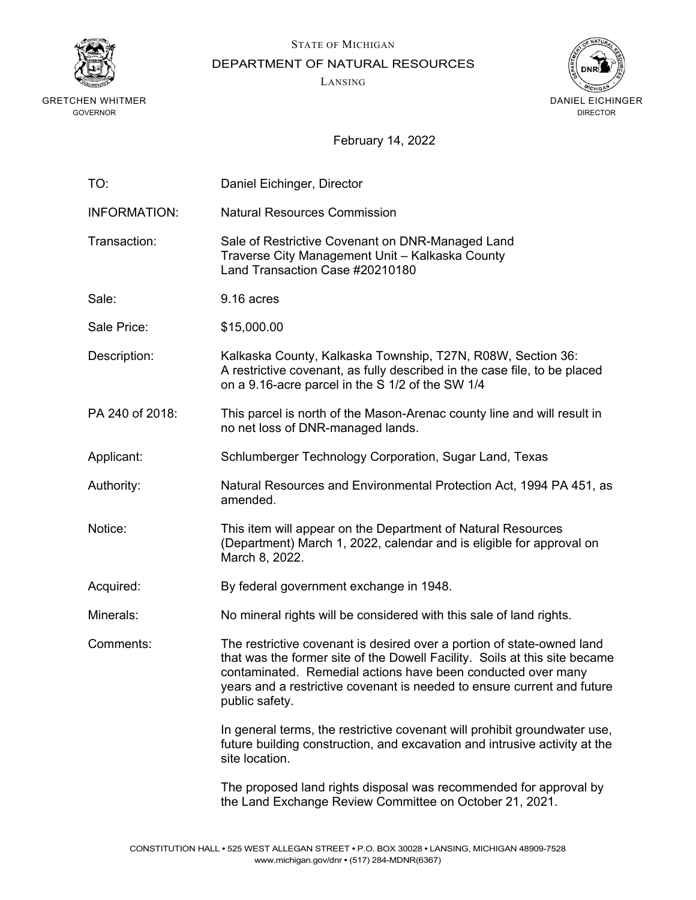STATE OF MICHIGAN

DEPARTMENT OF NATURAL RESOURCES

LANSING

GRETCHEN WHITMER
GOVERNOR

DANIEL EICHINGER
DIRECTOR

February 14, 2022

| | |
|---|---|
| TO: | Daniel Eichinger, Director |
| INFORMATION: | Natural Resources Commission |
| Transaction: | Sale of Restrictive Covenant on DNR-Managed Land<br>Traverse City Management Unit – Kalkaska County<br>Land Transaction Case #20210180 |
| Sale: | 9.16 acres |
| Sale Price: | $15,000.00 |
| Description: | Kalkaska County, Kalkaska Township, T27N, R08W, Section 36:<br>A restrictive covenant, as fully described in the case file, to be placed on a 9.16-acre parcel in the S 1/2 of the SW 1/4 |
| PA 240 of 2018: | This parcel is north of the Mason-Arenac county line and will result in no net loss of DNR-managed lands. |
| Applicant: | Schlumberger Technology Corporation, Sugar Land, Texas |
| Authority: | Natural Resources and Environmental Protection Act, 1994 PA 451, as amended. |
| Notice: | This item will appear on the Department of Natural Resources (Department) March 1, 2022, calendar and is eligible for approval on March 8, 2022. |
| Acquired: | By federal government exchange in 1948. |
| Minerals: | No mineral rights will be considered with this sale of land rights. |
| Comments: | The restrictive covenant is desired over a portion of state-owned land that was the former site of the Dowell Facility. Soils at this site became contaminated. Remedial actions have been conducted over many years and a restrictive covenant is needed to ensure current and future public safety.<br><br>In general terms, the restrictive covenant will prohibit groundwater use, future building construction, and excavation and intrusive activity at the site location.<br><br>The proposed land rights disposal was recommended for approval by the Land Exchange Review Committee on October 21, 2021. |

CONSTITUTION HALL • 525 WEST ALLEGAN STREET • P.O. BOX 30028 • LANSING, MICHIGAN 48909-7528
www.michigan.gov/dnr • (517) 284-MDNR(6367)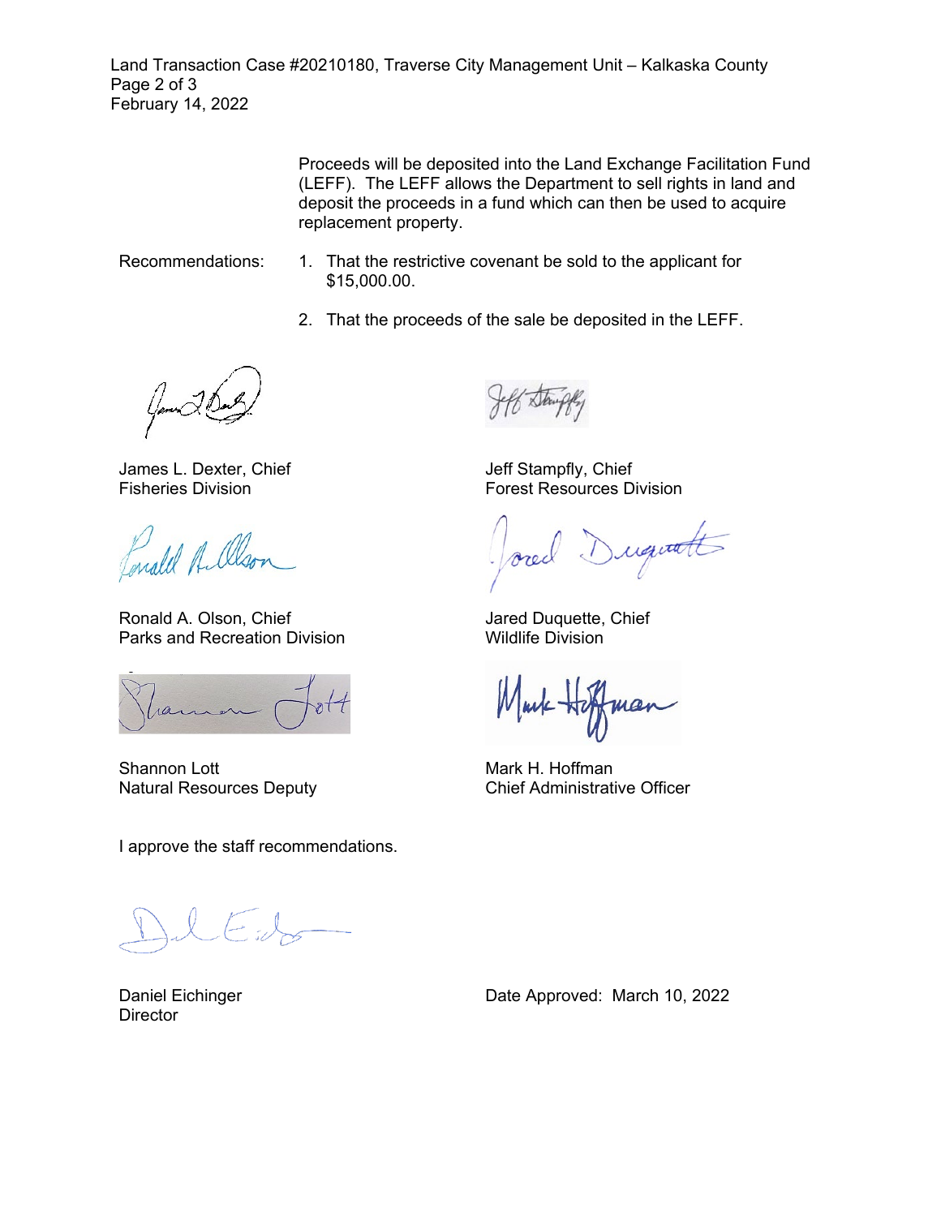Proceeds will be deposited into the Land Exchange Facilitation Fund (LEFF). The LEFF allows the Department to sell rights in land and deposit the proceeds in a fund which can then be used to acquire replacement property.

Recommendations:

1. That the restrictive covenant be sold to the applicant for $15,000.00.
2. That the proceeds of the sale be deposited in the LEFF.

James L. Dexter, Chief
Fisheries Division

Jeff Stampfly, Chief
Forest Resources Division

Ronald A. Olson, Chief
Parks and Recreation Division

Jared Duquette, Chief
Wildlife Division

Shannon Lott
Natural Resources Deputy

Mark H. Hoffman
Chief Administrative Officer

I approve the staff recommendations.

Daniel Eichinger
Director

Date Approved: March 10, 2022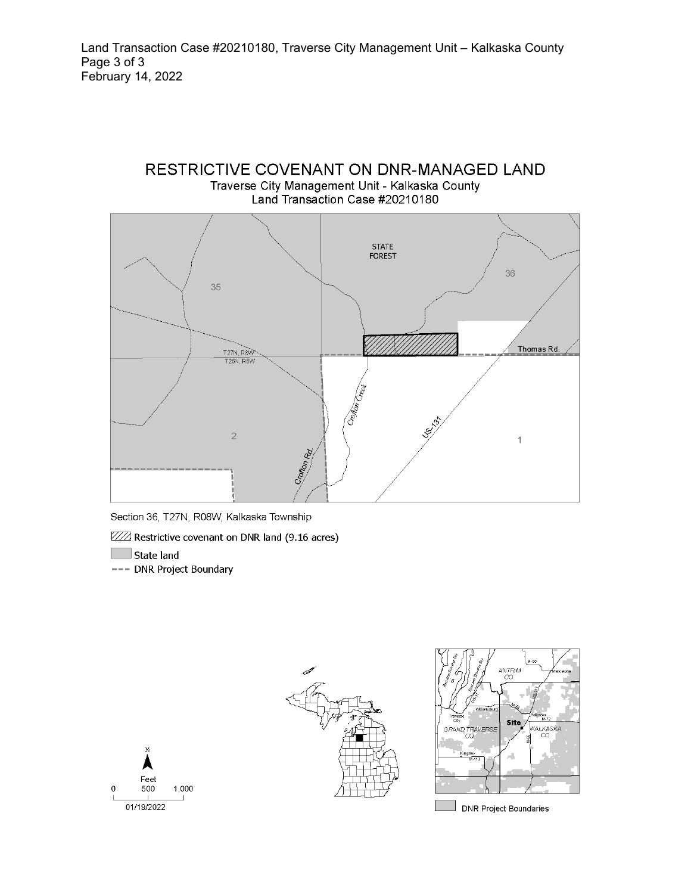# RESTRICTIVE COVENANT ON DNR-MANAGED LAND

Traverse City Management Unit - Kalkaska County
Land Transaction Case #20210180

STATE FOREST

35

36

T27N, R8W
T26N, R8W

Thomas Rd.

Crofton Creek

US-131

2

1

Crofton Rd.

Section 36, T27N, R08W, Kalkaska Township

Restrictive covenant on DNR land (9.16 acres)

State land

DNR Project Boundary

N

Feet
0 500 1,000

01/19/2022

ANTRIM CO.

M-88

Mancelona

Williamsburg

Traverse City

Kalkaska

M-72

Site

GRAND TRAVERSE CO.

KALKASKA CO.

Kingsley

M-113

DNR Project Boundaries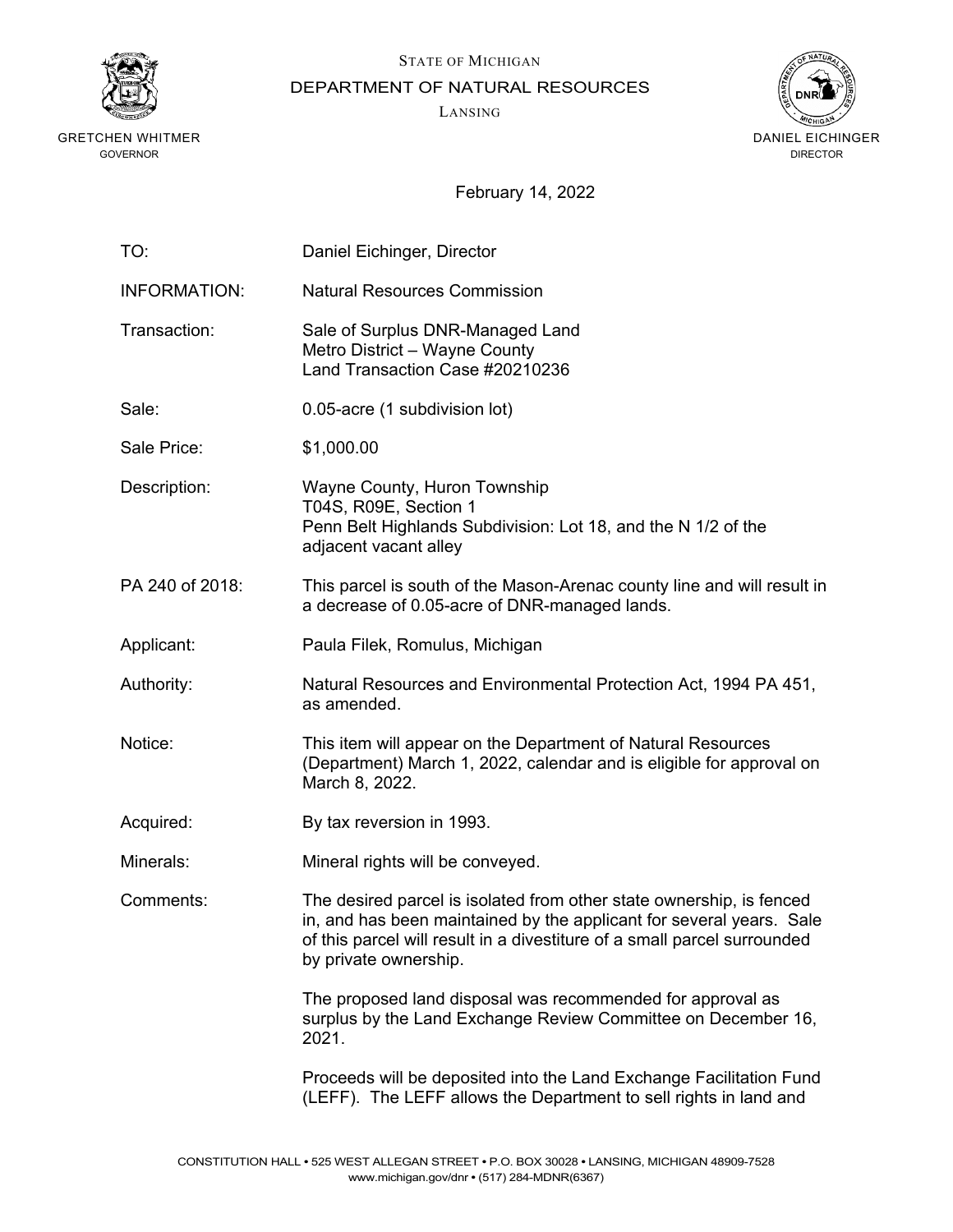STATE OF MICHIGAN

DEPARTMENT OF NATURAL RESOURCES

LANSING

GRETCHEN WHITMER
GOVERNOR

DANIEL EICHINGER
DIRECTOR

February 14, 2022

| | |
|---|---|
| TO: | Daniel Eichinger, Director |
| INFORMATION: | Natural Resources Commission |
| Transaction: | Sale of Surplus DNR-Managed Land<br>Metro District – Wayne County<br>Land Transaction Case #20210236 |
| Sale: | 0.05-acre (1 subdivision lot) |
| Sale Price: | $1,000.00 |
| Description: | Wayne County, Huron Township<br>T04S, R09E, Section 1<br>Penn Belt Highlands Subdivision: Lot 18, and the N 1/2 of the adjacent vacant alley |
| PA 240 of 2018: | This parcel is south of the Mason-Arenac county line and will result in a decrease of 0.05-acre of DNR-managed lands. |
| Applicant: | Paula Filek, Romulus, Michigan |
| Authority: | Natural Resources and Environmental Protection Act, 1994 PA 451, as amended. |
| Notice: | This item will appear on the Department of Natural Resources (Department) March 1, 2022, calendar and is eligible for approval on March 8, 2022. |
| Acquired: | By tax reversion in 1993. |
| Minerals: | Mineral rights will be conveyed. |
| Comments: | The desired parcel is isolated from other state ownership, is fenced in, and has been maintained by the applicant for several years. Sale of this parcel will result in a divestiture of a small parcel surrounded by private ownership.<br><br>The proposed land disposal was recommended for approval as surplus by the Land Exchange Review Committee on December 16, 2021.<br><br>Proceeds will be deposited into the Land Exchange Facilitation Fund (LEFF). The LEFF allows the Department to sell rights in land and |

CONSTITUTION HALL • 525 WEST ALLEGAN STREET • P.O. BOX 30028 • LANSING, MICHIGAN 48909-7528
www.michigan.gov/dnr • (517) 284-MDNR(6367)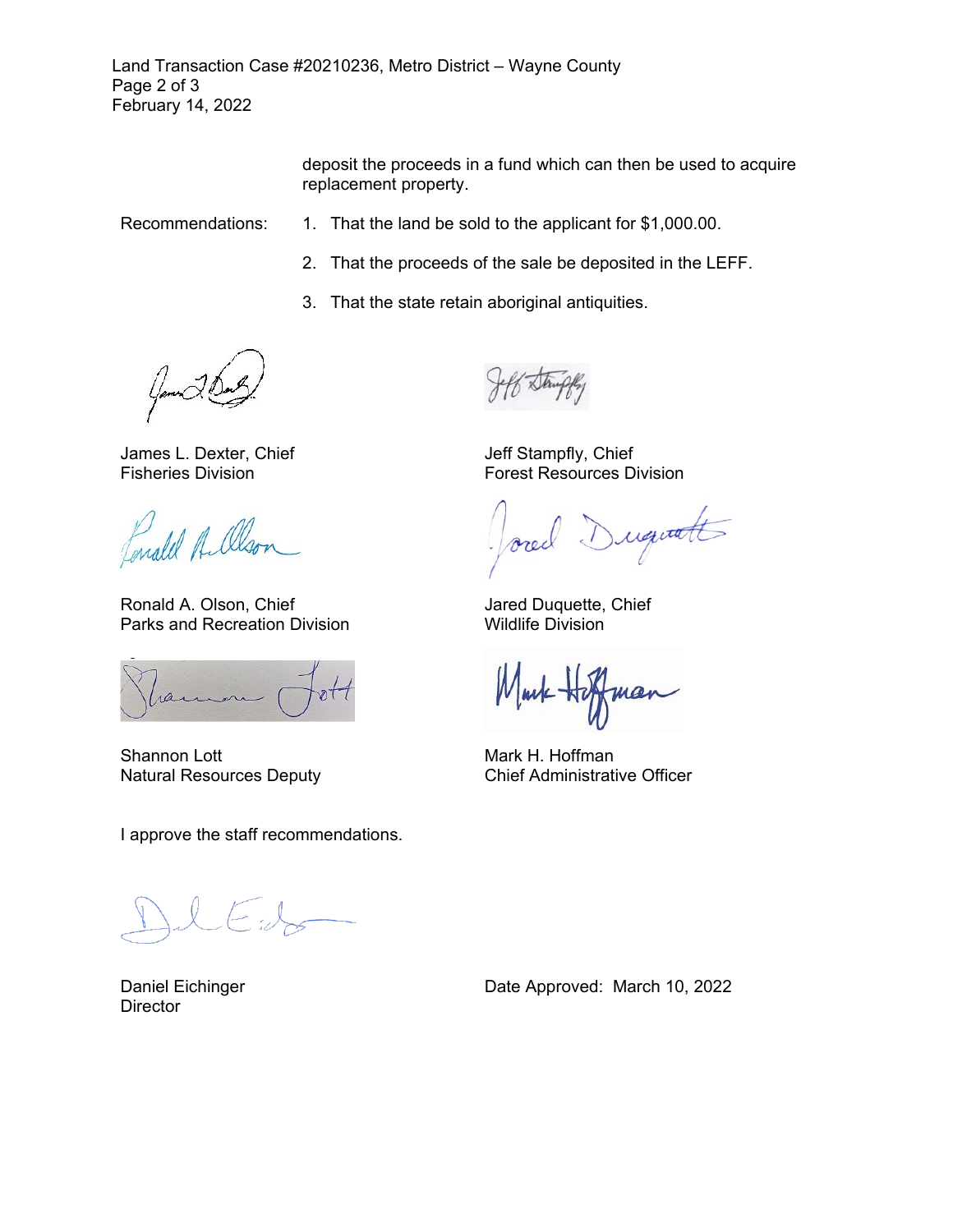deposit the proceeds in a fund which can then be used to acquire replacement property.

Recommendations:

1. That the land be sold to the applicant for $1,000.00.
2. That the proceeds of the sale be deposited in the LEFF.
3. That the state retain aboriginal antiquities.

James L. Dexter, Chief
Fisheries Division

Jeff Stampfly, Chief
Forest Resources Division

Ronald A. Olson, Chief
Parks and Recreation Division

Jared Duquette, Chief
Wildlife Division

Shannon Lott
Natural Resources Deputy

Mark H. Hoffman
Chief Administrative Officer

I approve the staff recommendations.

Daniel Eichinger
Director

Date Approved: March 10, 2022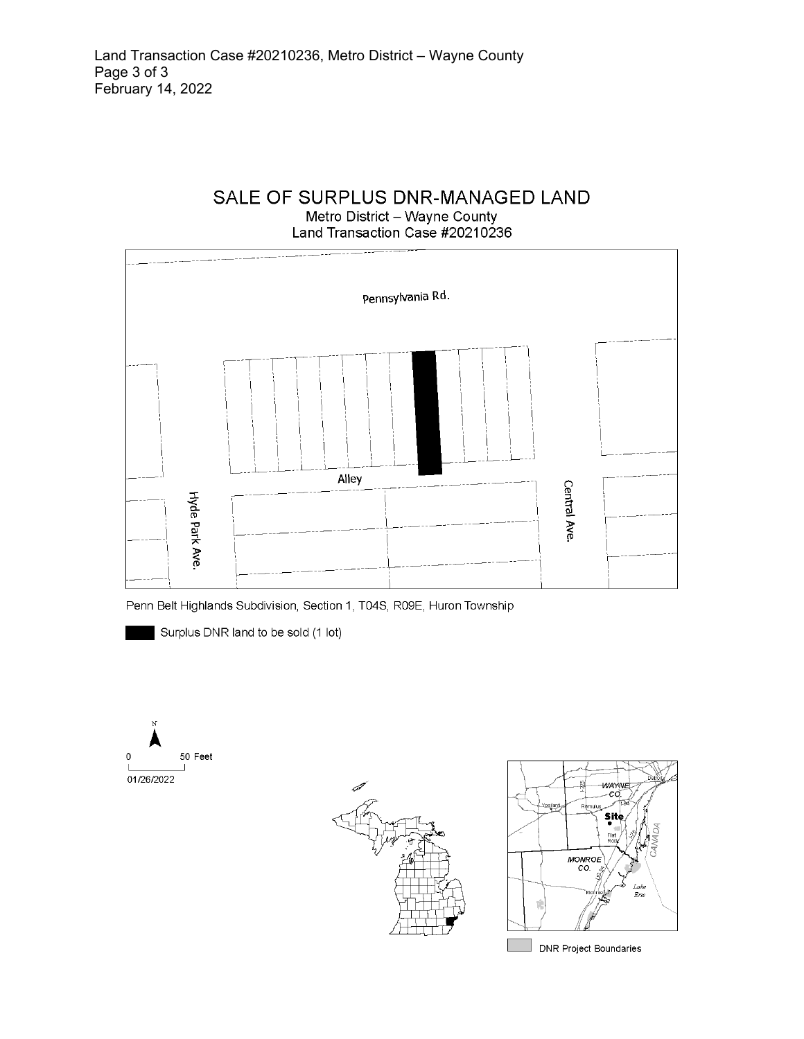# SALE OF SURPLUS DNR-MANAGED LAND

Metro District – Wayne County
Land Transaction Case #20210236

Pennsylvania Rd.

Alley

Hyde Park Ave.

Central Ave.

Penn Belt Highlands Subdivision, Section 1, T04S, R09E, Huron Township

Surplus DNR land to be sold (1 lot)

N

0 50 Feet

01/26/2022

DNR Project Boundaries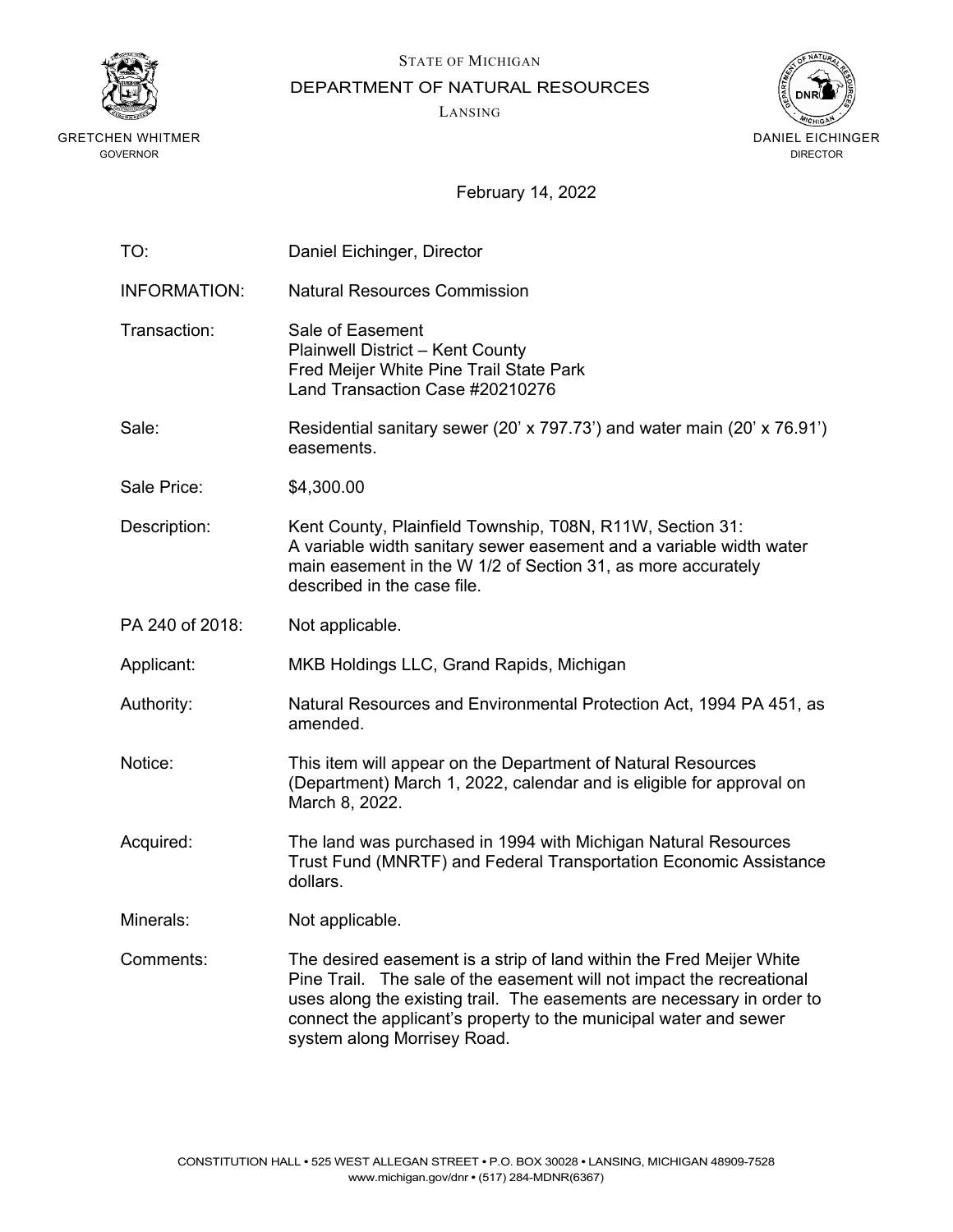STATE OF MICHIGAN

DEPARTMENT OF NATURAL RESOURCES

LANSING

GRETCHEN WHITMER
GOVERNOR

DANIEL EICHINGER
DIRECTOR

February 14, 2022

TO: Daniel Eichinger, Director

INFORMATION: Natural Resources Commission

Transaction: Sale of Easement
Plainwell District – Kent County
Fred Meijer White Pine Trail State Park
Land Transaction Case #20210276

Sale: Residential sanitary sewer (20' x 797.73') and water main (20' x 76.91') easements.

Sale Price: $4,300.00

Description: Kent County, Plainfield Township, T08N, R11W, Section 31:
A variable width sanitary sewer easement and a variable width water main easement in the W 1/2 of Section 31, as more accurately described in the case file.

PA 240 of 2018: Not applicable.

Applicant: MKB Holdings LLC, Grand Rapids, Michigan

Authority: Natural Resources and Environmental Protection Act, 1994 PA 451, as amended.

Notice: This item will appear on the Department of Natural Resources (Department) March 1, 2022, calendar and is eligible for approval on March 8, 2022.

Acquired: The land was purchased in 1994 with Michigan Natural Resources Trust Fund (MNRTF) and Federal Transportation Economic Assistance dollars.

Minerals: Not applicable.

Comments: The desired easement is a strip of land within the Fred Meijer White Pine Trail. The sale of the easement will not impact the recreational uses along the existing trail. The easements are necessary in order to connect the applicant's property to the municipal water and sewer system along Morrisey Road.

CONSTITUTION HALL • 525 WEST ALLEGAN STREET • P.O. BOX 30028 • LANSING, MICHIGAN 48909-7528
www.michigan.gov/dnr • (517) 284-MDNR(6367)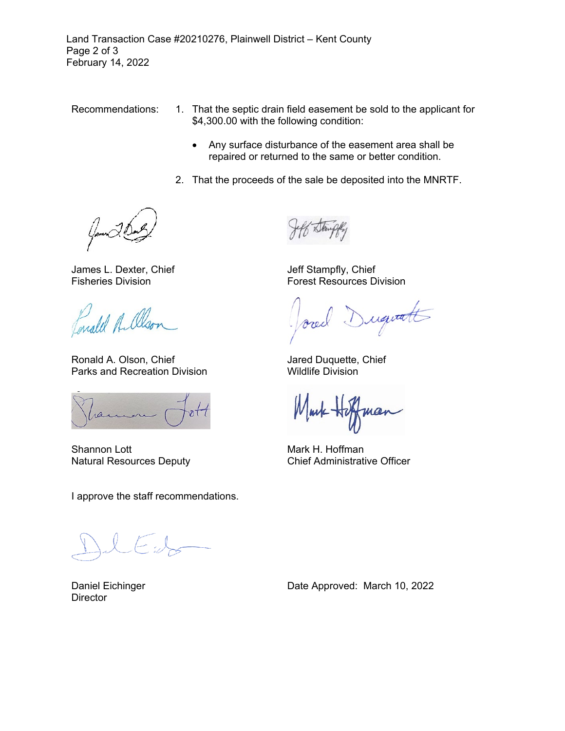Recommendations:

1. That the septic drain field easement be sold to the applicant for $4,300.00 with the following condition:
   - Any surface disturbance of the easement area shall be repaired or returned to the same or better condition.
2. That the proceeds of the sale be deposited into the MNRTF.

James L. Dexter, Chief
Fisheries Division

Jeff Stampfly, Chief
Forest Resources Division

Ronald A. Olson, Chief
Parks and Recreation Division

Jared Duquette, Chief
Wildlife Division

Shannon Lott
Natural Resources Deputy

Mark H. Hoffman
Chief Administrative Officer

I approve the staff recommendations.

Daniel Eichinger
Director

Date Approved: March 10, 2022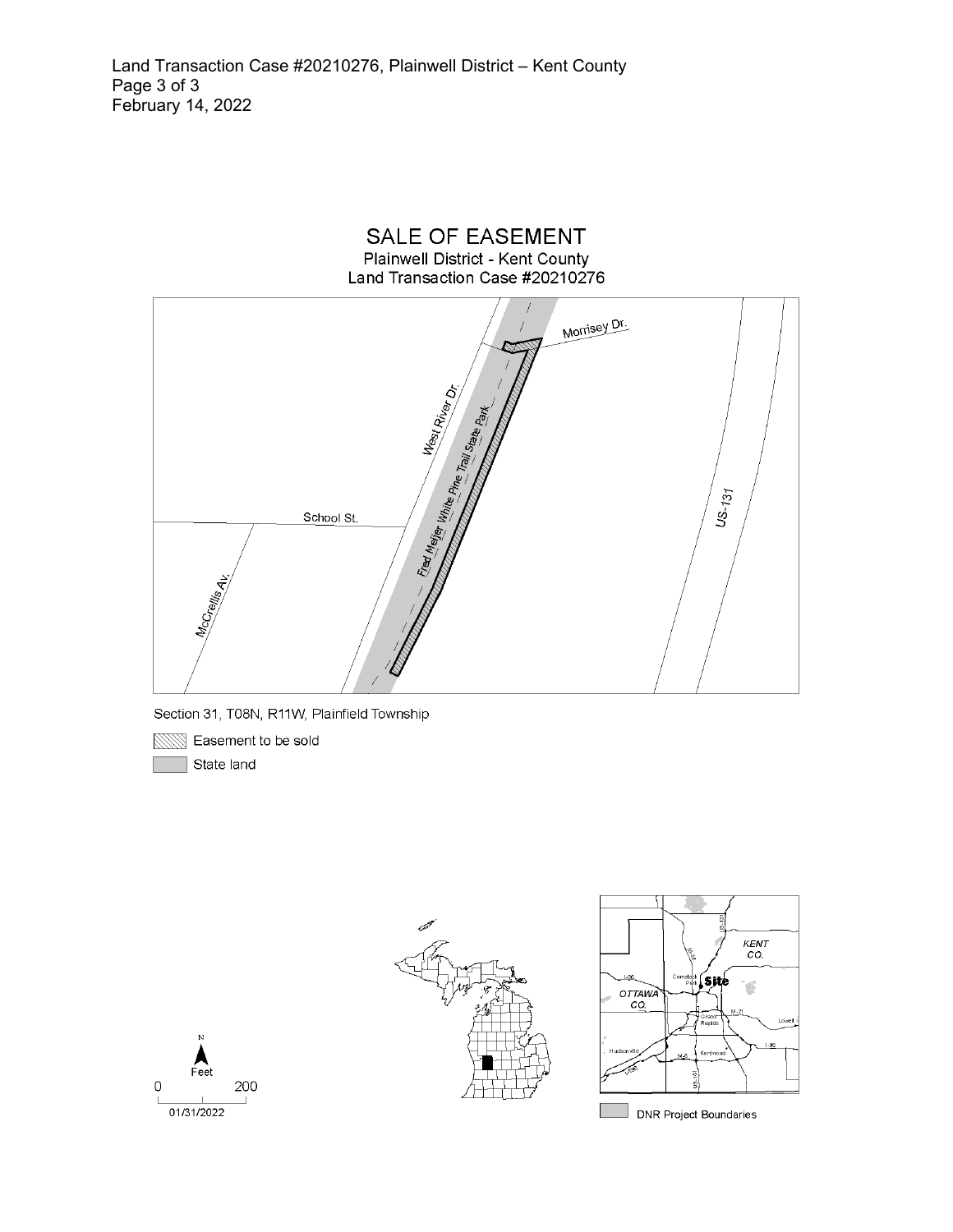# SALE OF EASEMENT

Plainwell District - Kent County
Land Transaction Case #20210276

Morrisey Dr.
West River Dr.
Fred Meijer White Pine Trail State Park
School St.
US-131
McCrellis Av.

Section 31, T08N, R11W, Plainfield Township

Easement to be sold

State land

N
Feet
0 200
01/31/2022

KENT CO.
OTTAWA CO.
Site
Comstock Park
Grand Rapids
Hudsonville
Kentwood
Lowell
I-96
M-37
M-21
M-6
US-131
I-196

DNR Project Boundaries